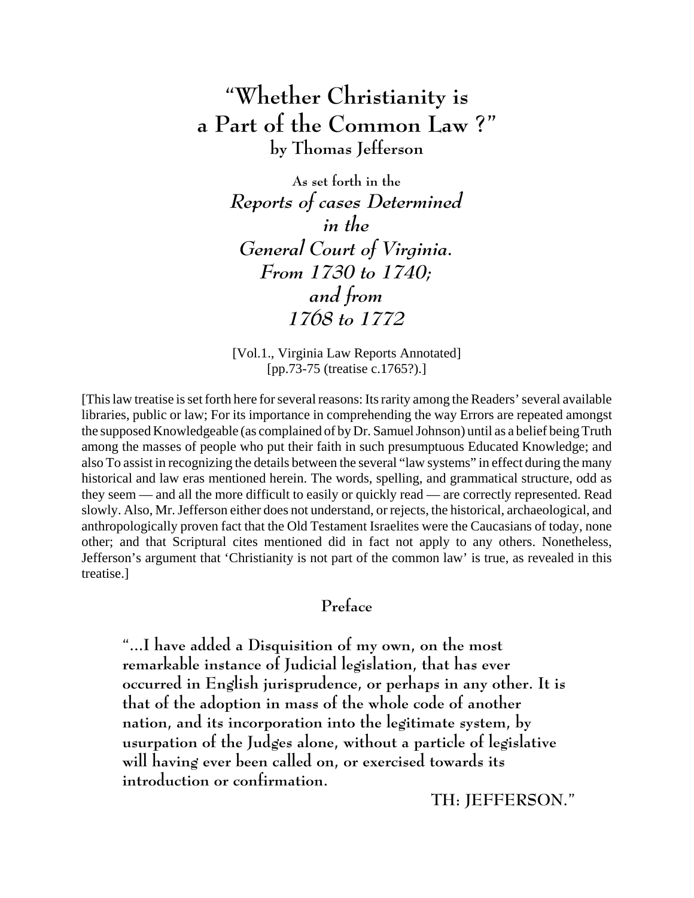# "Whether Christianity is a Part of the Common Law ?"

### by Thomas Jefferson

As set forth in the

*Reports of cases Determined in the General Court of Virginia. From 1730 to 1740; and from 1768 to 1772*

[Vol.1., Virginia Law Reports Annotated]
[pp.73-75 (treatise c.1765?).]

[This law treatise is set forth here for several reasons: Its rarity among the Readers' several available libraries, public or law; For its importance in comprehending the way Errors are repeated amongst the supposed Knowledgeable (as complained of by Dr. Samuel Johnson) until as a belief being Truth among the masses of people who put their faith in such presumptuous Educated Knowledge; and also To assist in recognizing the details between the several "law systems" in effect during the many historical and law eras mentioned herein. The words, spelling, and grammatical structure, odd as they seem — and all the more difficult to easily or quickly read — are correctly represented. Read slowly. Also, Mr. Jefferson either does not understand, or rejects, the historical, archaeological, and anthropologically proven fact that the Old Testament Israelites were the Caucasians of today, none other; and that Scriptural cites mentioned did in fact not apply to any others. Nonetheless, Jefferson's argument that 'Christianity is not part of the common law' is true, as revealed in this treatise.]

## Preface

> "...I have added a Disquisition of my own, on the most remarkable instance of Judicial legislation, that has ever occurred in English jurisprudence, or perhaps in any other. It is that of the adoption in mass of the whole code of another nation, and its incorporation into the legitimate system, by usurpation of the Judges alone, without a particle of legislative will having ever been called on, or exercised towards its introduction or confirmation.
>
> TH: JEFFERSON."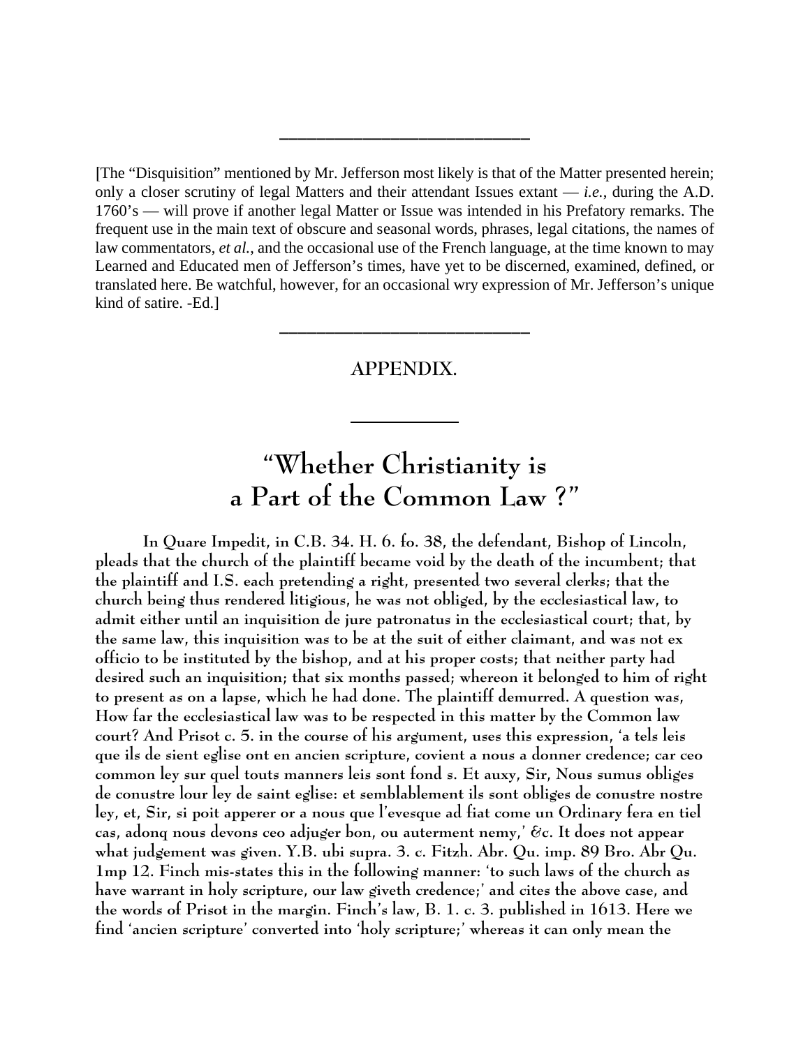---

[The "Disquisition" mentioned by Mr. Jefferson most likely is that of the Matter presented herein; only a closer scrutiny of legal Matters and their attendant Issues extant — *i.e.*, during the A.D. 1760's — will prove if another legal Matter or Issue was intended in his Prefatory remarks. The frequent use in the main text of obscure and seasonal words, phrases, legal citations, the names of law commentators, *et al.*, and the occasional use of the French language, at the time known to may Learned and Educated men of Jefferson's times, have yet to be discerned, examined, defined, or translated here. Be watchful, however, for an occasional wry expression of Mr. Jefferson's unique kind of satire. -Ed.]

---

## APPENDIX.

---

# "Whether Christianity is a Part of the Common Law ?"

In Quare Impedit, in C.B. 34. H. 6. fo. 38, the defendant, Bishop of Lincoln, pleads that the church of the plaintiff became void by the death of the incumbent; that the plaintiff and I.S. each pretending a right, presented two several clerks; that the church being thus rendered litigious, he was not obliged, by the ecclesiastical law, to admit either until an inquisition de jure patronatus in the ecclesiastical court; that, by the same law, this inquisition was to be at the suit of either claimant, and was not ex officio to be instituted by the bishop, and at his proper costs; that neither party had desired such an inquisition; that six months passed; whereon it belonged to him of right to present as on a lapse, which he had done. The plaintiff demurred. A question was, How far the ecclesiastical law was to be respected in this matter by the Common law court? And Prisot c. 5. in the course of his argument, uses this expression, 'a tels leis que ils de sient eglise ont en ancien scripture, covient a nous a donner credence; car ceo common ley sur quel touts manners leis sont fond s. Et auxy, Sir, Nous sumus obliges de conustre lour ley de saint eglise: et semblablement ils sont obliges de conustre nostre ley, et, Sir, si poit apperer or a nous que l'evesque ad fiat come un Ordinary fera en tiel cas, adonq nous devons ceo adjuger bon, ou auterment nemy,' &c. It does not appear what judgement was given. Y.B. ubi supra. 3. c. Fitzh. Abr. Qu. imp. 89 Bro. Abr Qu. 1mp 12. Finch mis-states this in the following manner: 'to such laws of the church as have warrant in holy scripture, our law giveth credence;' and cites the above case, and the words of Prisot in the margin. Finch's law, B. 1. c. 3. published in 1613. Here we find 'ancien scripture' converted into 'holy scripture;' whereas it can only mean the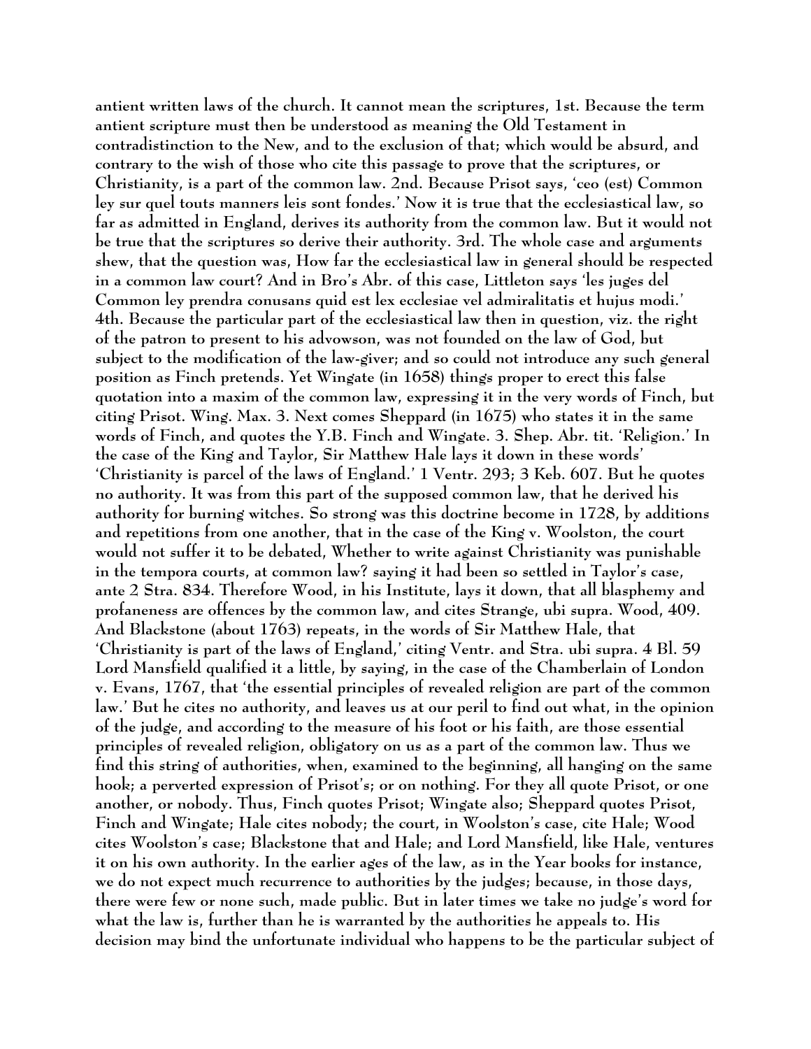antient written laws of the church. It cannot mean the scriptures, 1st. Because the term antient scripture must then be understood as meaning the Old Testament in contradistinction to the New, and to the exclusion of that; which would be absurd, and contrary to the wish of those who cite this passage to prove that the scriptures, or Christianity, is a part of the common law. 2nd. Because Prisot says, 'ceo (est) Common ley sur quel touts manners leis sont fondes.' Now it is true that the ecclesiastical law, so far as admitted in England, derives its authority from the common law. But it would not be true that the scriptures so derive their authority. 3rd. The whole case and arguments shew, that the question was, How far the ecclesiastical law in general should be respected in a common law court? And in Bro's Abr. of this case, Littleton says 'les juges del Common ley prendra conusans quid est lex ecclesiae vel admiralitatis et hujus modi.' 4th. Because the particular part of the ecclesiastical law then in question, viz. the right of the patron to present to his advowson, was not founded on the law of God, but subject to the modification of the law-giver; and so could not introduce any such general position as Finch pretends. Yet Wingate (in 1658) things proper to erect this false quotation into a maxim of the common law, expressing it in the very words of Finch, but citing Prisot. Wing. Max. 3. Next comes Sheppard (in 1675) who states it in the same words of Finch, and quotes the Y.B. Finch and Wingate. 3. Shep. Abr. tit. 'Religion.' In the case of the King and Taylor, Sir Matthew Hale lays it down in these words' 'Christianity is parcel of the laws of England.' 1 Ventr. 293; 3 Keb. 607. But he quotes no authority. It was from this part of the supposed common law, that he derived his authority for burning witches. So strong was this doctrine become in 1728, by additions and repetitions from one another, that in the case of the King v. Woolston, the court would not suffer it to be debated, Whether to write against Christianity was punishable in the tempora courts, at common law? saying it had been so settled in Taylor's case, ante 2 Stra. 834. Therefore Wood, in his Institute, lays it down, that all blasphemy and profaneness are offences by the common law, and cites Strange, ubi supra. Wood, 409. And Blackstone (about 1763) repeats, in the words of Sir Matthew Hale, that 'Christianity is part of the laws of England,' citing Ventr. and Stra. ubi supra. 4 Bl. 59 Lord Mansfield qualified it a little, by saying, in the case of the Chamberlain of London v. Evans, 1767, that 'the essential principles of revealed religion are part of the common law.' But he cites no authority, and leaves us at our peril to find out what, in the opinion of the judge, and according to the measure of his foot or his faith, are those essential principles of revealed religion, obligatory on us as a part of the common law. Thus we find this string of authorities, when, examined to the beginning, all hanging on the same hook; a perverted expression of Prisot's; or on nothing. For they all quote Prisot, or one another, or nobody. Thus, Finch quotes Prisot; Wingate also; Sheppard quotes Prisot, Finch and Wingate; Hale cites nobody; the court, in Woolston's case, cite Hale; Wood cites Woolston's case; Blackstone that and Hale; and Lord Mansfield, like Hale, ventures it on his own authority. In the earlier ages of the law, as in the Year books for instance, we do not expect much recurrence to authorities by the judges; because, in those days, there were few or none such, made public. But in later times we take no judge's word for what the law is, further than he is warranted by the authorities he appeals to. His decision may bind the unfortunate individual who happens to be the particular subject of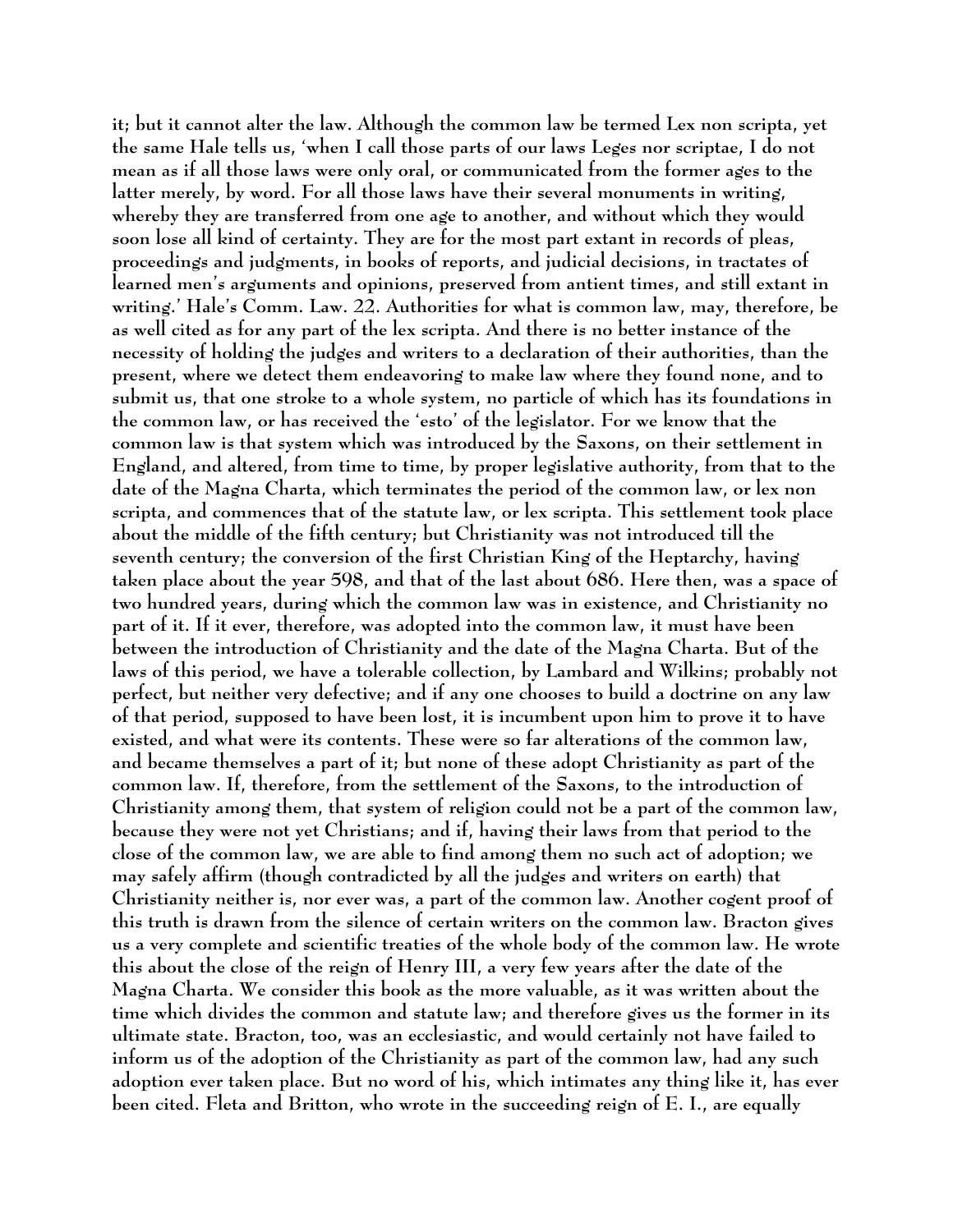it; but it cannot alter the law. Although the common law be termed Lex non scripta, yet the same Hale tells us, 'when I call those parts of our laws Leges nor scriptae, I do not mean as if all those laws were only oral, or communicated from the former ages to the latter merely, by word. For all those laws have their several monuments in writing, whereby they are transferred from one age to another, and without which they would soon lose all kind of certainty. They are for the most part extant in records of pleas, proceedings and judgments, in books of reports, and judicial decisions, in tractates of learned men's arguments and opinions, preserved from antient times, and still extant in writing.' Hale's Comm. Law. 22. Authorities for what is common law, may, therefore, be as well cited as for any part of the lex scripta. And there is no better instance of the necessity of holding the judges and writers to a declaration of their authorities, than the present, where we detect them endeavoring to make law where they found none, and to submit us, that one stroke to a whole system, no particle of which has its foundations in the common law, or has received the 'esto' of the legislator. For we know that the common law is that system which was introduced by the Saxons, on their settlement in England, and altered, from time to time, by proper legislative authority, from that to the date of the Magna Charta, which terminates the period of the common law, or lex non scripta, and commences that of the statute law, or lex scripta. This settlement took place about the middle of the fifth century; but Christianity was not introduced till the seventh century; the conversion of the first Christian King of the Heptarchy, having taken place about the year 598, and that of the last about 686. Here then, was a space of two hundred years, during which the common law was in existence, and Christianity no part of it. If it ever, therefore, was adopted into the common law, it must have been between the introduction of Christianity and the date of the Magna Charta. But of the laws of this period, we have a tolerable collection, by Lambard and Wilkins; probably not perfect, but neither very defective; and if any one chooses to build a doctrine on any law of that period, supposed to have been lost, it is incumbent upon him to prove it to have existed, and what were its contents. These were so far alterations of the common law, and became themselves a part of it; but none of these adopt Christianity as part of the common law. If, therefore, from the settlement of the Saxons, to the introduction of Christianity among them, that system of religion could not be a part of the common law, because they were not yet Christians; and if, having their laws from that period to the close of the common law, we are able to find among them no such act of adoption; we may safely affirm (though contradicted by all the judges and writers on earth) that Christianity neither is, nor ever was, a part of the common law. Another cogent proof of this truth is drawn from the silence of certain writers on the common law. Bracton gives us a very complete and scientific treaties of the whole body of the common law. He wrote this about the close of the reign of Henry III, a very few years after the date of the Magna Charta. We consider this book as the more valuable, as it was written about the time which divides the common and statute law; and therefore gives us the former in its ultimate state. Bracton, too, was an ecclesiastic, and would certainly not have failed to inform us of the adoption of the Christianity as part of the common law, had any such adoption ever taken place. But no word of his, which intimates any thing like it, has ever been cited. Fleta and Britton, who wrote in the succeeding reign of E. I., are equally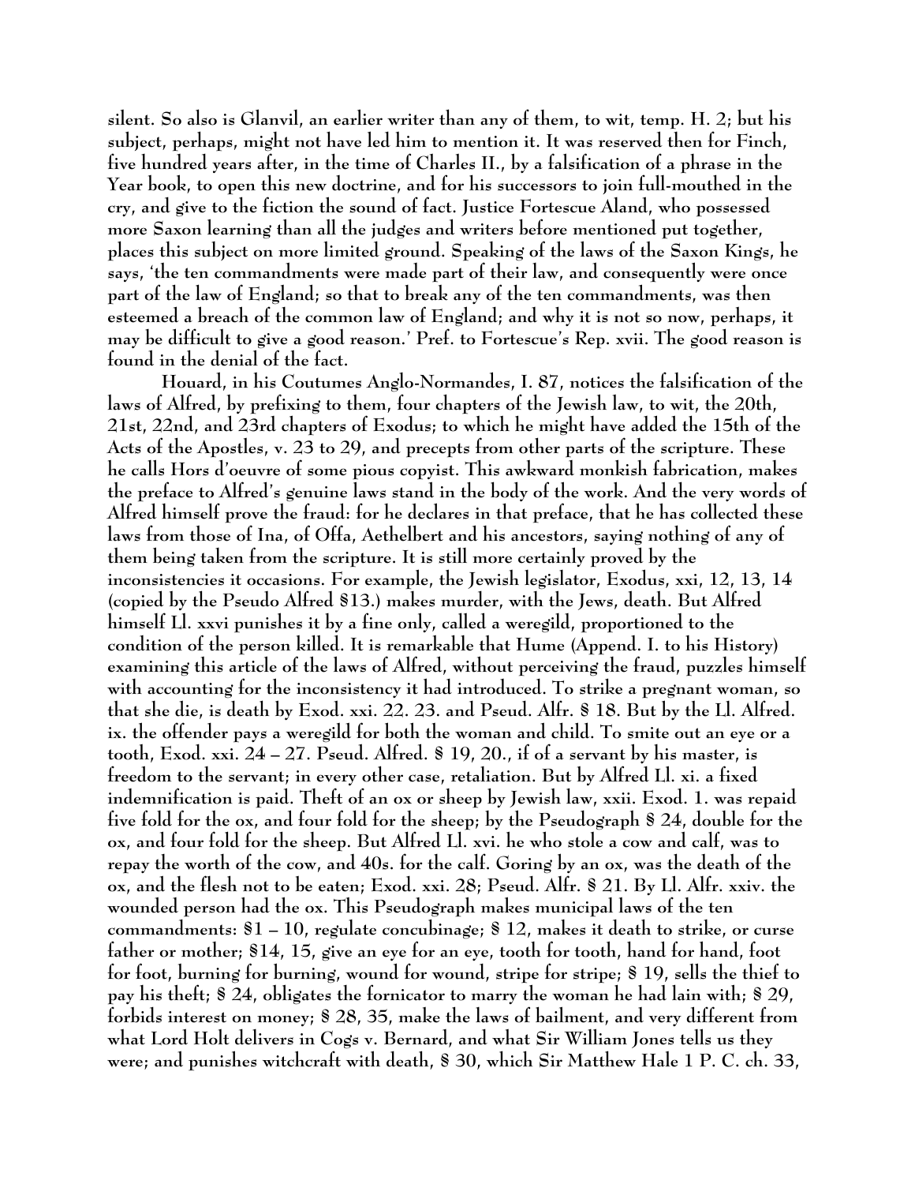silent. So also is Glanvil, an earlier writer than any of them, to wit, temp. H. 2; but his subject, perhaps, might not have led him to mention it. It was reserved then for Finch, five hundred years after, in the time of Charles II., by a falsification of a phrase in the Year book, to open this new doctrine, and for his successors to join full-mouthed in the cry, and give to the fiction the sound of fact. Justice Fortescue Aland, who possessed more Saxon learning than all the judges and writers before mentioned put together, places this subject on more limited ground. Speaking of the laws of the Saxon Kings, he says, 'the ten commandments were made part of their law, and consequently were once part of the law of England; so that to break any of the ten commandments, was then esteemed a breach of the common law of England; and why it is not so now, perhaps, it may be difficult to give a good reason.' Pref. to Fortescue's Rep. xvii. The good reason is found in the denial of the fact.

Houard, in his Coutumes Anglo-Normandes, I. 87, notices the falsification of the laws of Alfred, by prefixing to them, four chapters of the Jewish law, to wit, the 20th, 21st, 22nd, and 23rd chapters of Exodus; to which he might have added the 15th of the Acts of the Apostles, v. 23 to 29, and precepts from other parts of the scripture. These he calls Hors d'oeuvre of some pious copyist. This awkward monkish fabrication, makes the preface to Alfred's genuine laws stand in the body of the work. And the very words of Alfred himself prove the fraud: for he declares in that preface, that he has collected these laws from those of Ina, of Offa, Aethelbert and his ancestors, saying nothing of any of them being taken from the scripture. It is still more certainly proved by the inconsistencies it occasions. For example, the Jewish legislator, Exodus, xxi, 12, 13, 14 (copied by the Pseudo Alfred §13.) makes murder, with the Jews, death. But Alfred himself Ll. xxvi punishes it by a fine only, called a weregild, proportioned to the condition of the person killed. It is remarkable that Hume (Append. I. to his History) examining this article of the laws of Alfred, without perceiving the fraud, puzzles himself with accounting for the inconsistency it had introduced. To strike a pregnant woman, so that she die, is death by Exod. xxi. 22. 23. and Pseud. Alfr. § 18. But by the Ll. Alfred. ix. the offender pays a weregild for both the woman and child. To smite out an eye or a tooth, Exod. xxi. 24 – 27. Pseud. Alfred. § 19, 20., if of a servant by his master, is freedom to the servant; in every other case, retaliation. But by Alfred Ll. xi. a fixed indemnification is paid. Theft of an ox or sheep by Jewish law, xxii. Exod. 1. was repaid five fold for the ox, and four fold for the sheep; by the Pseudograph § 24, double for the ox, and four fold for the sheep. But Alfred Ll. xvi. he who stole a cow and calf, was to repay the worth of the cow, and 40s. for the calf. Goring by an ox, was the death of the ox, and the flesh not to be eaten; Exod. xxi. 28; Pseud. Alfr. § 21. By Ll. Alfr. xxiv. the wounded person had the ox. This Pseudograph makes municipal laws of the ten commandments: §1 – 10, regulate concubinage; § 12, makes it death to strike, or curse father or mother; §14, 15, give an eye for an eye, tooth for tooth, hand for hand, foot for foot, burning for burning, wound for wound, stripe for stripe; § 19, sells the thief to pay his theft; § 24, obligates the fornicator to marry the woman he had lain with; § 29, forbids interest on money; § 28, 35, make the laws of bailment, and very different from what Lord Holt delivers in Cogs v. Bernard, and what Sir William Jones tells us they were; and punishes witchcraft with death, § 30, which Sir Matthew Hale 1 P. C. ch. 33,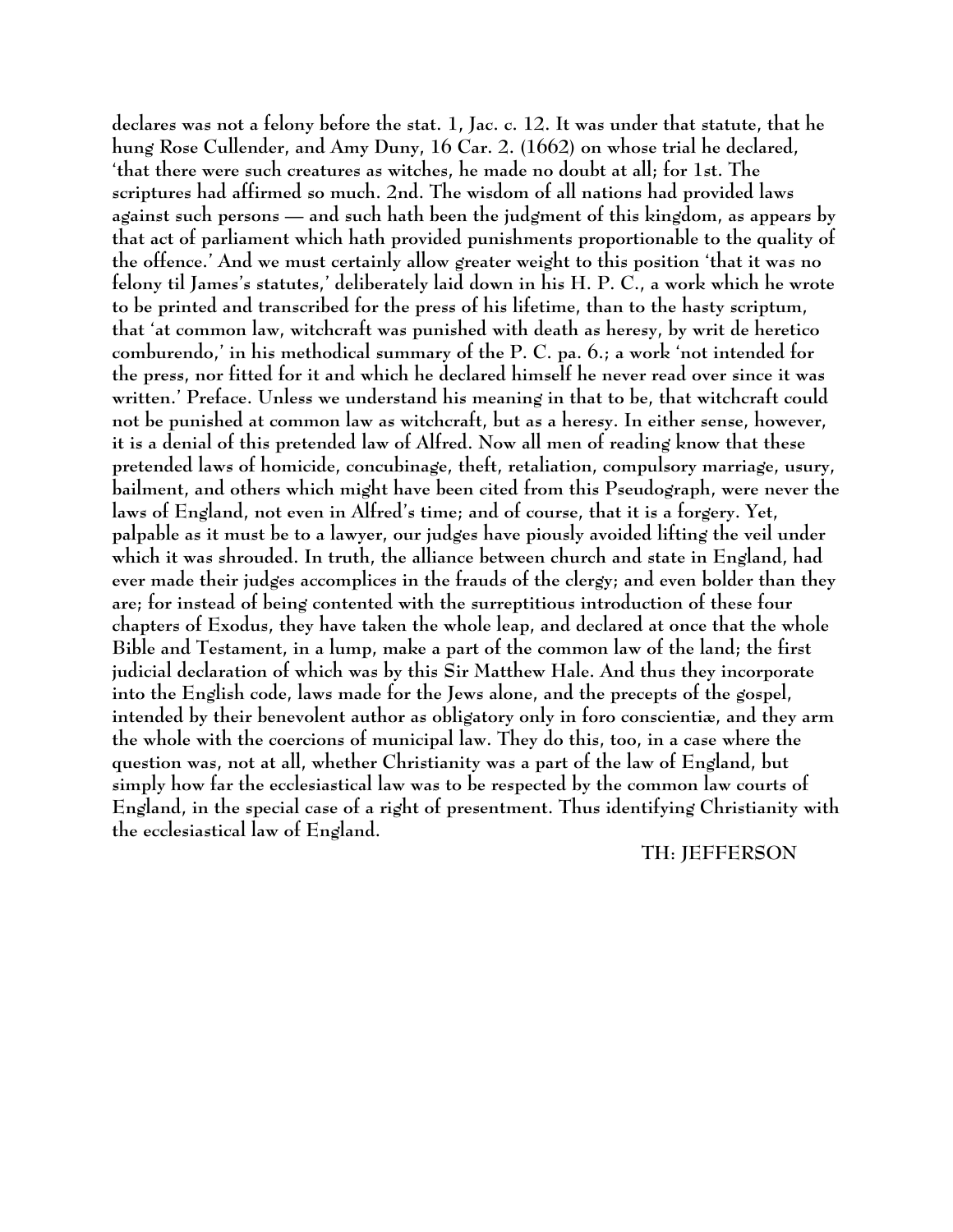declares was not a felony before the stat. 1, Jac. c. 12. It was under that statute, that he hung Rose Cullender, and Amy Duny, 16 Car. 2. (1662) on whose trial he declared, 'that there were such creatures as witches, he made no doubt at all; for 1st. The scriptures had affirmed so much. 2nd. The wisdom of all nations had provided laws against such persons — and such hath been the judgment of this kingdom, as appears by that act of parliament which hath provided punishments proportionable to the quality of the offence.' And we must certainly allow greater weight to this position 'that it was no felony til James's statutes,' deliberately laid down in his H. P. C., a work which he wrote to be printed and transcribed for the press of his lifetime, than to the hasty scriptum, that 'at common law, witchcraft was punished with death as heresy, by writ de heretico comburendo,' in his methodical summary of the P. C. pa. 6.; a work 'not intended for the press, nor fitted for it and which he declared himself he never read over since it was written.' Preface. Unless we understand his meaning in that to be, that witchcraft could not be punished at common law as witchcraft, but as a heresy. In either sense, however, it is a denial of this pretended law of Alfred. Now all men of reading know that these pretended laws of homicide, concubinage, theft, retaliation, compulsory marriage, usury, bailment, and others which might have been cited from this Pseudograph, were never the laws of England, not even in Alfred's time; and of course, that it is a forgery. Yet, palpable as it must be to a lawyer, our judges have piously avoided lifting the veil under which it was shrouded. In truth, the alliance between church and state in England, had ever made their judges accomplices in the frauds of the clergy; and even bolder than they are; for instead of being contented with the surreptitious introduction of these four chapters of Exodus, they have taken the whole leap, and declared at once that the whole Bible and Testament, in a lump, make a part of the common law of the land; the first judicial declaration of which was by this Sir Matthew Hale. And thus they incorporate into the English code, laws made for the Jews alone, and the precepts of the gospel, intended by their benevolent author as obligatory only in foro conscientiæ, and they arm the whole with the coercions of municipal law. They do this, too, in a case where the question was, not at all, whether Christianity was a part of the law of England, but simply how far the ecclesiastical law was to be respected by the common law courts of England, in the special case of a right of presentment. Thus identifying Christianity with the ecclesiastical law of England.

TH: JEFFERSON